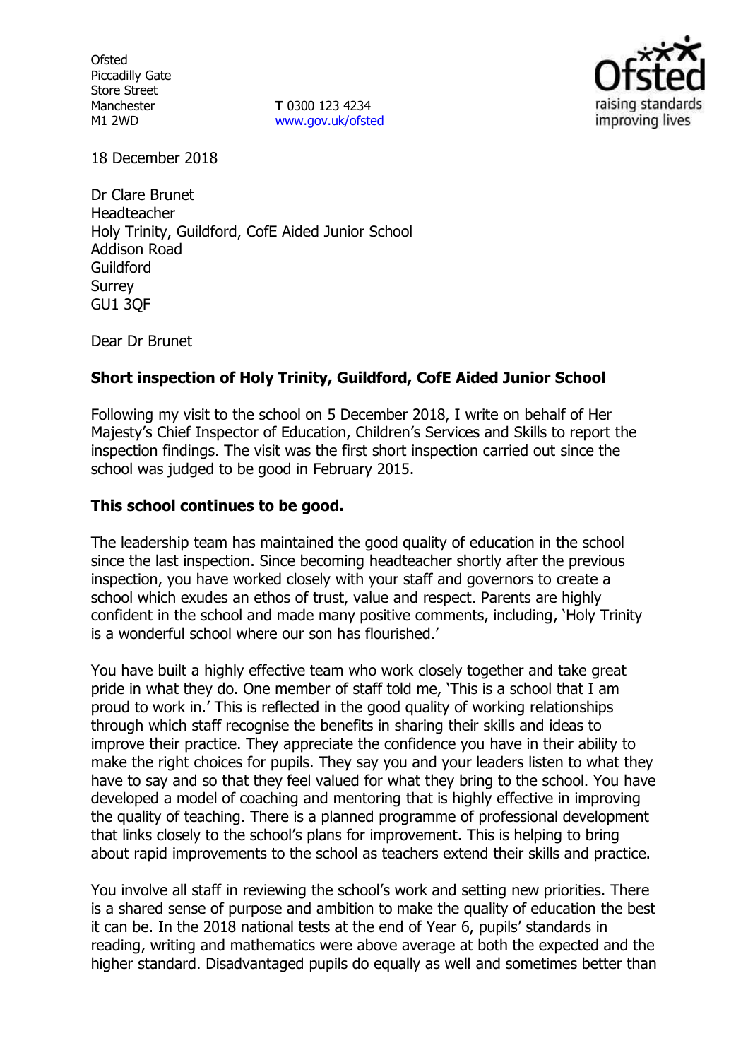Ofsted
Piccadilly Gate
Store Street
Manchester
M1 2WD

**T** 0300 123 4234
www.gov.uk/ofsted

18 December 2018

Dr Clare Brunet
Headteacher
Holy Trinity, Guildford, CofE Aided Junior School
Addison Road
Guildford
Surrey
GU1 3QF

Dear Dr Brunet

**Short inspection of Holy Trinity, Guildford, CofE Aided Junior School**

Following my visit to the school on 5 December 2018, I write on behalf of Her Majesty's Chief Inspector of Education, Children's Services and Skills to report the inspection findings. The visit was the first short inspection carried out since the school was judged to be good in February 2015.

**This school continues to be good.**

The leadership team has maintained the good quality of education in the school since the last inspection. Since becoming headteacher shortly after the previous inspection, you have worked closely with your staff and governors to create a school which exudes an ethos of trust, value and respect. Parents are highly confident in the school and made many positive comments, including, 'Holy Trinity is a wonderful school where our son has flourished.'

You have built a highly effective team who work closely together and take great pride in what they do. One member of staff told me, 'This is a school that I am proud to work in.' This is reflected in the good quality of working relationships through which staff recognise the benefits in sharing their skills and ideas to improve their practice. They appreciate the confidence you have in their ability to make the right choices for pupils. They say you and your leaders listen to what they have to say and so that they feel valued for what they bring to the school. You have developed a model of coaching and mentoring that is highly effective in improving the quality of teaching. There is a planned programme of professional development that links closely to the school's plans for improvement. This is helping to bring about rapid improvements to the school as teachers extend their skills and practice.

You involve all staff in reviewing the school's work and setting new priorities. There is a shared sense of purpose and ambition to make the quality of education the best it can be. In the 2018 national tests at the end of Year 6, pupils' standards in reading, writing and mathematics were above average at both the expected and the higher standard. Disadvantaged pupils do equally as well and sometimes better than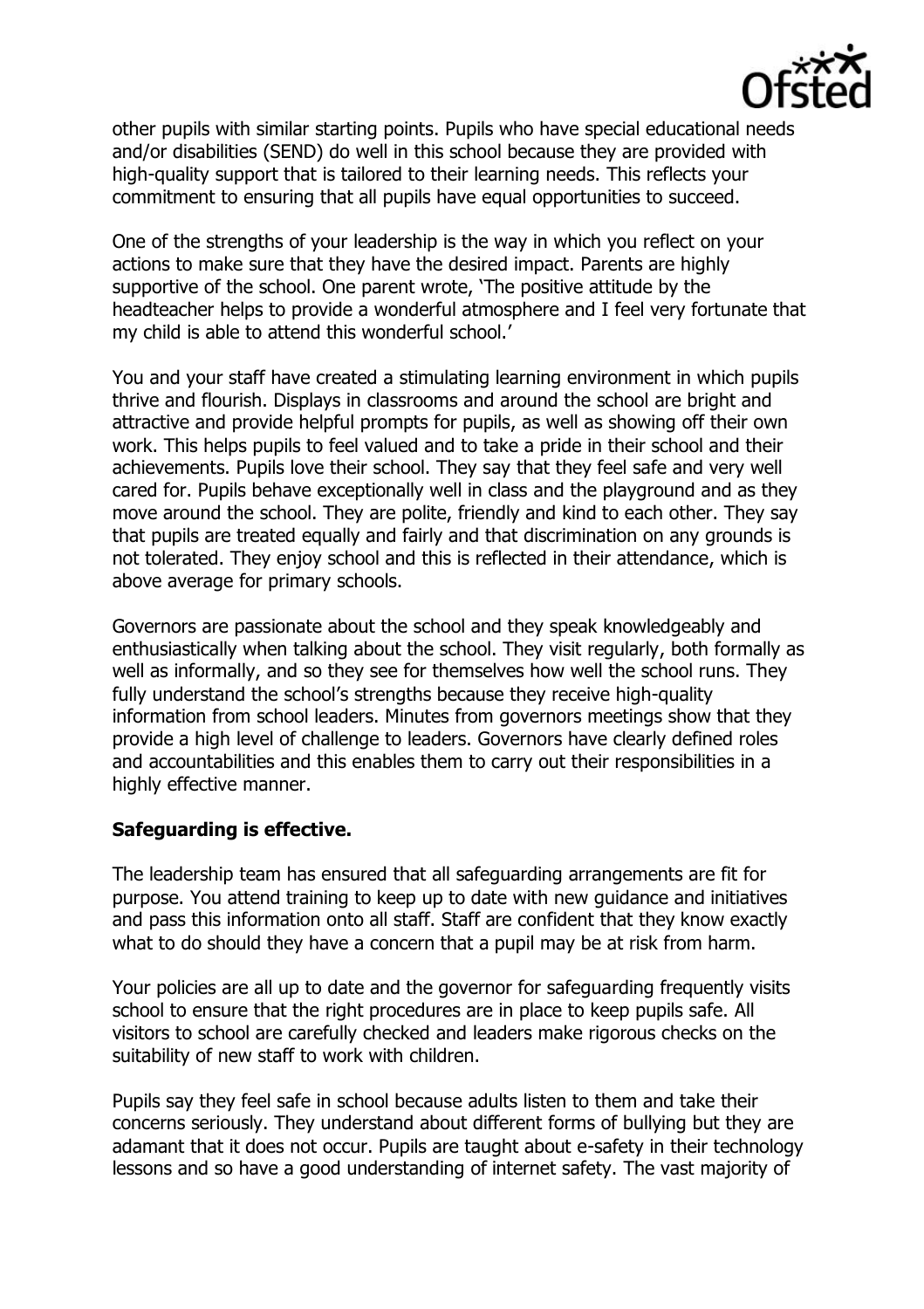other pupils with similar starting points. Pupils who have special educational needs and/or disabilities (SEND) do well in this school because they are provided with high-quality support that is tailored to their learning needs. This reflects your commitment to ensuring that all pupils have equal opportunities to succeed.

One of the strengths of your leadership is the way in which you reflect on your actions to make sure that they have the desired impact. Parents are highly supportive of the school. One parent wrote, 'The positive attitude by the headteacher helps to provide a wonderful atmosphere and I feel very fortunate that my child is able to attend this wonderful school.'

You and your staff have created a stimulating learning environment in which pupils thrive and flourish. Displays in classrooms and around the school are bright and attractive and provide helpful prompts for pupils, as well as showing off their own work. This helps pupils to feel valued and to take a pride in their school and their achievements. Pupils love their school. They say that they feel safe and very well cared for. Pupils behave exceptionally well in class and the playground and as they move around the school. They are polite, friendly and kind to each other. They say that pupils are treated equally and fairly and that discrimination on any grounds is not tolerated. They enjoy school and this is reflected in their attendance, which is above average for primary schools.

Governors are passionate about the school and they speak knowledgeably and enthusiastically when talking about the school. They visit regularly, both formally as well as informally, and so they see for themselves how well the school runs. They fully understand the school's strengths because they receive high-quality information from school leaders. Minutes from governors meetings show that they provide a high level of challenge to leaders. Governors have clearly defined roles and accountabilities and this enables them to carry out their responsibilities in a highly effective manner.

**Safeguarding is effective.**

The leadership team has ensured that all safeguarding arrangements are fit for purpose. You attend training to keep up to date with new guidance and initiatives and pass this information onto all staff. Staff are confident that they know exactly what to do should they have a concern that a pupil may be at risk from harm.

Your policies are all up to date and the governor for safeguarding frequently visits school to ensure that the right procedures are in place to keep pupils safe. All visitors to school are carefully checked and leaders make rigorous checks on the suitability of new staff to work with children.

Pupils say they feel safe in school because adults listen to them and take their concerns seriously. They understand about different forms of bullying but they are adamant that it does not occur. Pupils are taught about e-safety in their technology lessons and so have a good understanding of internet safety. The vast majority of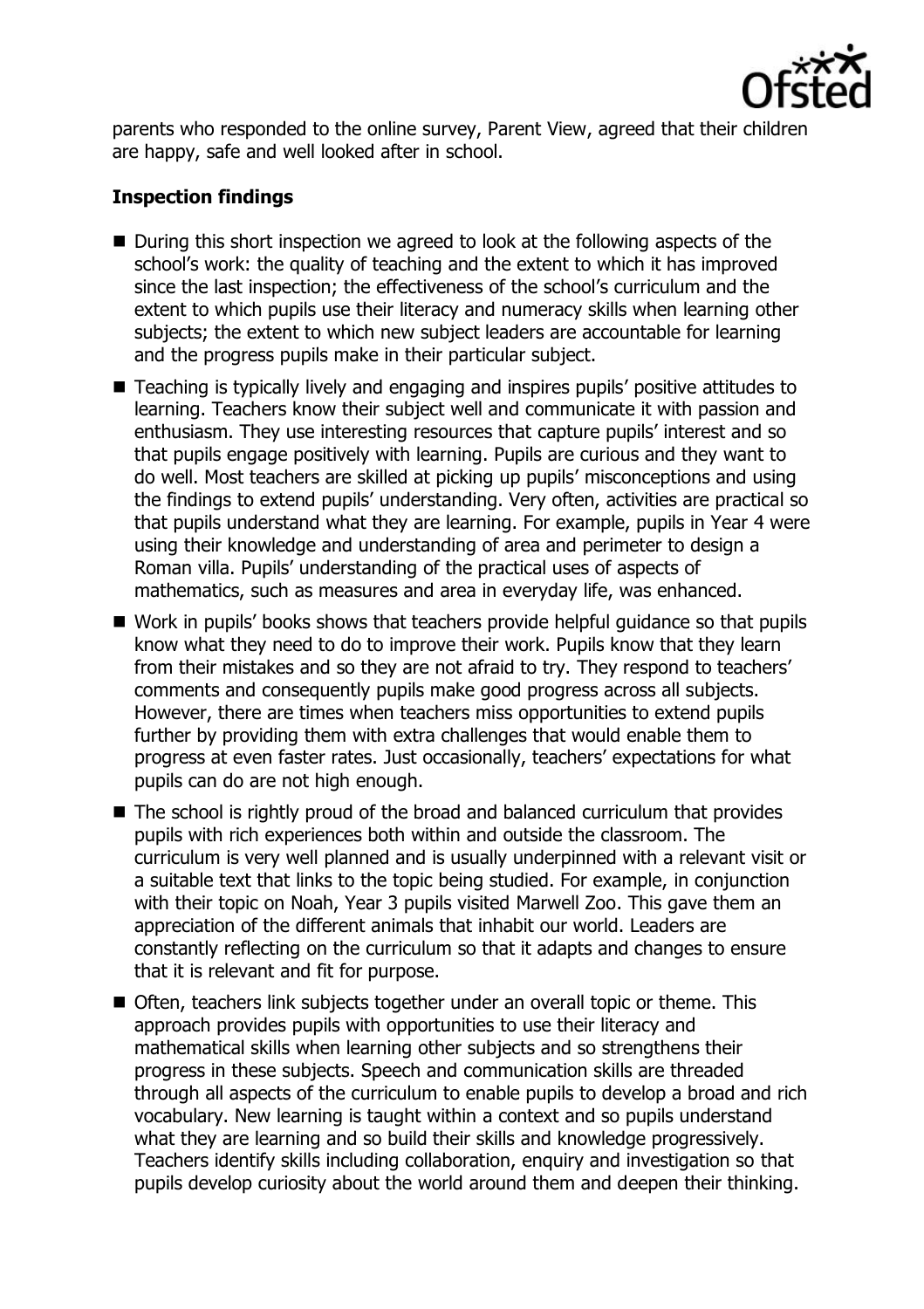parents who responded to the online survey, Parent View, agreed that their children are happy, safe and well looked after in school.

## Inspection findings

- During this short inspection we agreed to look at the following aspects of the school's work: the quality of teaching and the extent to which it has improved since the last inspection; the effectiveness of the school's curriculum and the extent to which pupils use their literacy and numeracy skills when learning other subjects; the extent to which new subject leaders are accountable for learning and the progress pupils make in their particular subject.
- Teaching is typically lively and engaging and inspires pupils' positive attitudes to learning. Teachers know their subject well and communicate it with passion and enthusiasm. They use interesting resources that capture pupils' interest and so that pupils engage positively with learning. Pupils are curious and they want to do well. Most teachers are skilled at picking up pupils' misconceptions and using the findings to extend pupils' understanding. Very often, activities are practical so that pupils understand what they are learning. For example, pupils in Year 4 were using their knowledge and understanding of area and perimeter to design a Roman villa. Pupils' understanding of the practical uses of aspects of mathematics, such as measures and area in everyday life, was enhanced.
- Work in pupils' books shows that teachers provide helpful guidance so that pupils know what they need to do to improve their work. Pupils know that they learn from their mistakes and so they are not afraid to try. They respond to teachers' comments and consequently pupils make good progress across all subjects. However, there are times when teachers miss opportunities to extend pupils further by providing them with extra challenges that would enable them to progress at even faster rates. Just occasionally, teachers' expectations for what pupils can do are not high enough.
- The school is rightly proud of the broad and balanced curriculum that provides pupils with rich experiences both within and outside the classroom. The curriculum is very well planned and is usually underpinned with a relevant visit or a suitable text that links to the topic being studied. For example, in conjunction with their topic on Noah, Year 3 pupils visited Marwell Zoo. This gave them an appreciation of the different animals that inhabit our world. Leaders are constantly reflecting on the curriculum so that it adapts and changes to ensure that it is relevant and fit for purpose.
- Often, teachers link subjects together under an overall topic or theme. This approach provides pupils with opportunities to use their literacy and mathematical skills when learning other subjects and so strengthens their progress in these subjects. Speech and communication skills are threaded through all aspects of the curriculum to enable pupils to develop a broad and rich vocabulary. New learning is taught within a context and so pupils understand what they are learning and so build their skills and knowledge progressively. Teachers identify skills including collaboration, enquiry and investigation so that pupils develop curiosity about the world around them and deepen their thinking.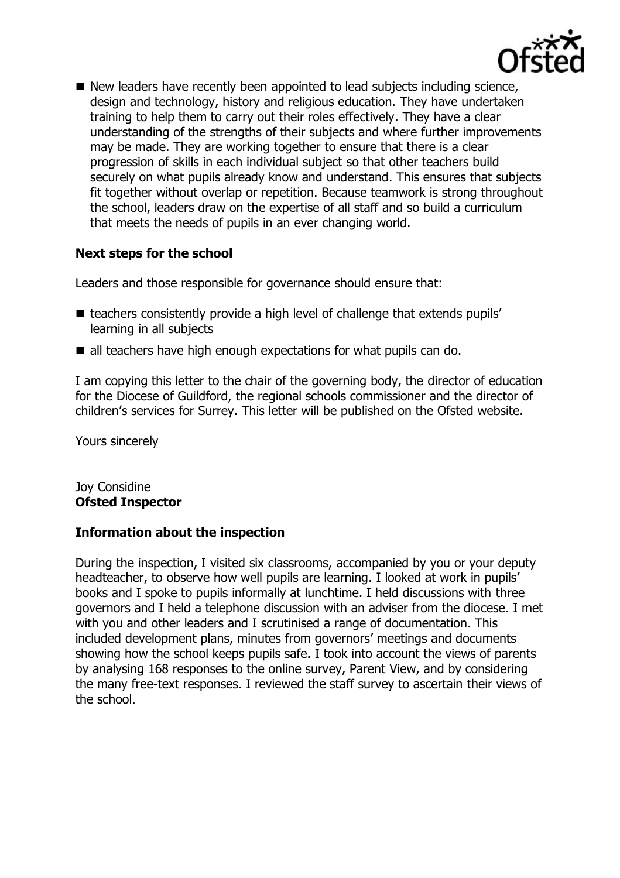- New leaders have recently been appointed to lead subjects including science, design and technology, history and religious education. They have undertaken training to help them to carry out their roles effectively. They have a clear understanding of the strengths of their subjects and where further improvements may be made. They are working together to ensure that there is a clear progression of skills in each individual subject so that other teachers build securely on what pupils already know and understand. This ensures that subjects fit together without overlap or repetition. Because teamwork is strong throughout the school, leaders draw on the expertise of all staff and so build a curriculum that meets the needs of pupils in an ever changing world.

## Next steps for the school

Leaders and those responsible for governance should ensure that:

- teachers consistently provide a high level of challenge that extends pupils' learning in all subjects
- all teachers have high enough expectations for what pupils can do.

I am copying this letter to the chair of the governing body, the director of education for the Diocese of Guildford, the regional schools commissioner and the director of children's services for Surrey. This letter will be published on the Ofsted website.

Yours sincerely

Joy Considine
**Ofsted Inspector**

## Information about the inspection

During the inspection, I visited six classrooms, accompanied by you or your deputy headteacher, to observe how well pupils are learning. I looked at work in pupils' books and I spoke to pupils informally at lunchtime. I held discussions with three governors and I held a telephone discussion with an adviser from the diocese. I met with you and other leaders and I scrutinised a range of documentation. This included development plans, minutes from governors' meetings and documents showing how the school keeps pupils safe. I took into account the views of parents by analysing 168 responses to the online survey, Parent View, and by considering the many free-text responses. I reviewed the staff survey to ascertain their views of the school.